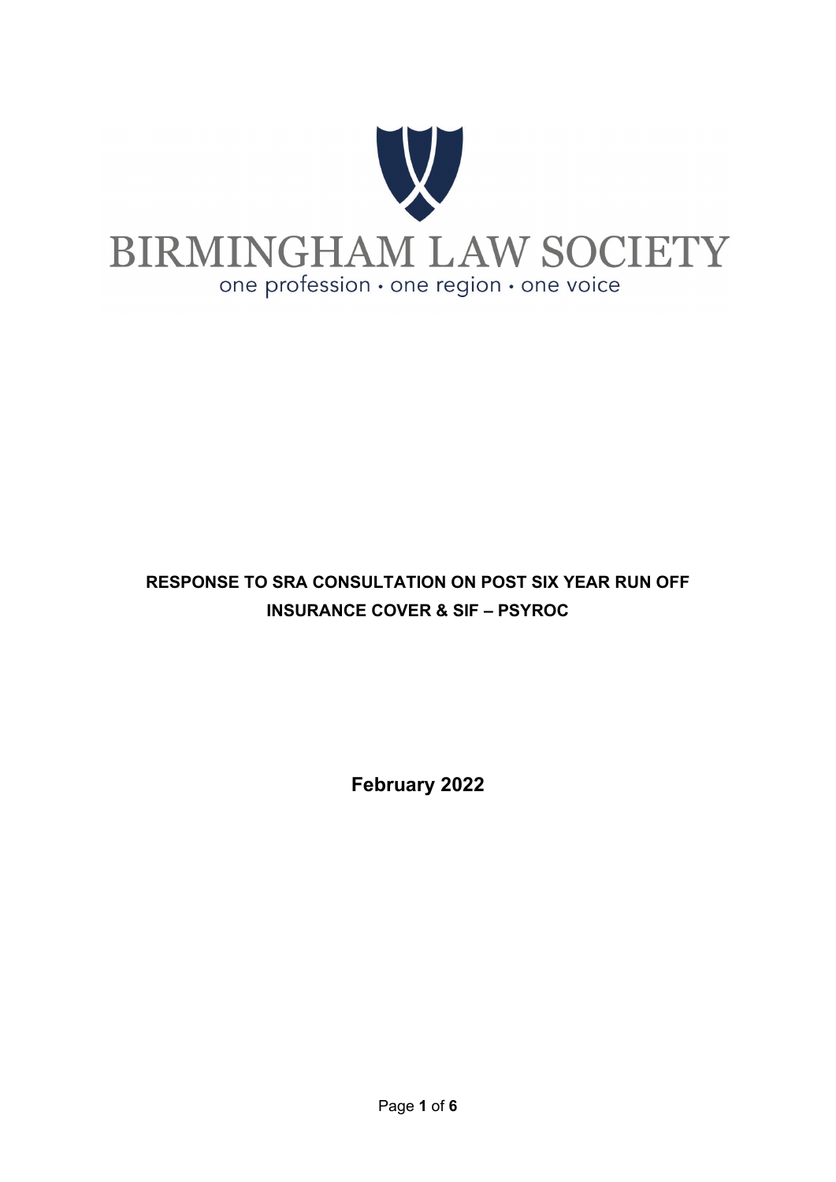BIRMINGHAM LAW SOCIETY

one profession · one region · one voice

# RESPONSE TO SRA CONSULTATION ON POST SIX YEAR RUN OFF INSURANCE COVER & SIF – PSYROC

**February 2022**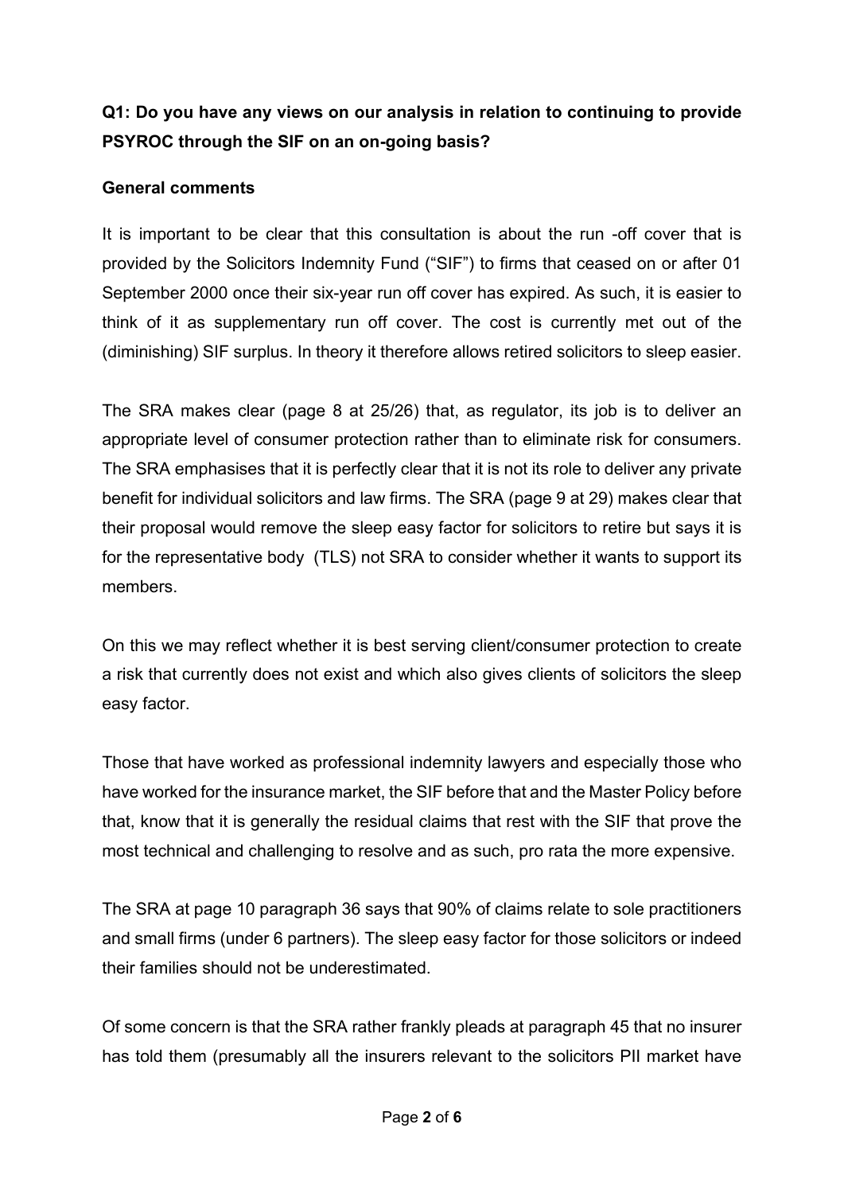**Q1: Do you have any views on our analysis in relation to continuing to provide PSYROC through the SIF on an on-going basis?**

**General comments**

It is important to be clear that this consultation is about the run -off cover that is provided by the Solicitors Indemnity Fund ("SIF") to firms that ceased on or after 01 September 2000 once their six-year run off cover has expired. As such, it is easier to think of it as supplementary run off cover. The cost is currently met out of the (diminishing) SIF surplus. In theory it therefore allows retired solicitors to sleep easier.

The SRA makes clear (page 8 at 25/26) that, as regulator, its job is to deliver an appropriate level of consumer protection rather than to eliminate risk for consumers. The SRA emphasises that it is perfectly clear that it is not its role to deliver any private benefit for individual solicitors and law firms. The SRA (page 9 at 29) makes clear that their proposal would remove the sleep easy factor for solicitors to retire but says it is for the representative body (TLS) not SRA to consider whether it wants to support its members.

On this we may reflect whether it is best serving client/consumer protection to create a risk that currently does not exist and which also gives clients of solicitors the sleep easy factor.

Those that have worked as professional indemnity lawyers and especially those who have worked for the insurance market, the SIF before that and the Master Policy before that, know that it is generally the residual claims that rest with the SIF that prove the most technical and challenging to resolve and as such, pro rata the more expensive.

The SRA at page 10 paragraph 36 says that 90% of claims relate to sole practitioners and small firms (under 6 partners). The sleep easy factor for those solicitors or indeed their families should not be underestimated.

Of some concern is that the SRA rather frankly pleads at paragraph 45 that no insurer has told them (presumably all the insurers relevant to the solicitors PII market have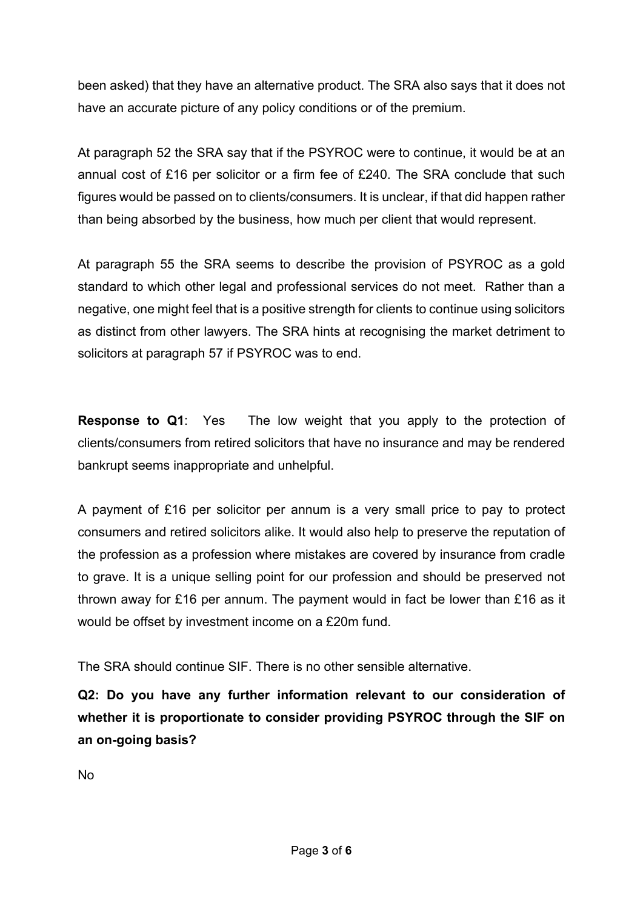been asked) that they have an alternative product. The SRA also says that it does not have an accurate picture of any policy conditions or of the premium.

At paragraph 52 the SRA say that if the PSYROC were to continue, it would be at an annual cost of £16 per solicitor or a firm fee of £240. The SRA conclude that such figures would be passed on to clients/consumers. It is unclear, if that did happen rather than being absorbed by the business, how much per client that would represent.

At paragraph 55 the SRA seems to describe the provision of PSYROC as a gold standard to which other legal and professional services do not meet. Rather than a negative, one might feel that is a positive strength for clients to continue using solicitors as distinct from other lawyers. The SRA hints at recognising the market detriment to solicitors at paragraph 57 if PSYROC was to end.

**Response to Q1**: Yes The low weight that you apply to the protection of clients/consumers from retired solicitors that have no insurance and may be rendered bankrupt seems inappropriate and unhelpful.

A payment of £16 per solicitor per annum is a very small price to pay to protect consumers and retired solicitors alike. It would also help to preserve the reputation of the profession as a profession where mistakes are covered by insurance from cradle to grave. It is a unique selling point for our profession and should be preserved not thrown away for £16 per annum. The payment would in fact be lower than £16 as it would be offset by investment income on a £20m fund.

The SRA should continue SIF. There is no other sensible alternative.

**Q2: Do you have any further information relevant to our consideration of whether it is proportionate to consider providing PSYROC through the SIF on an on-going basis?**

No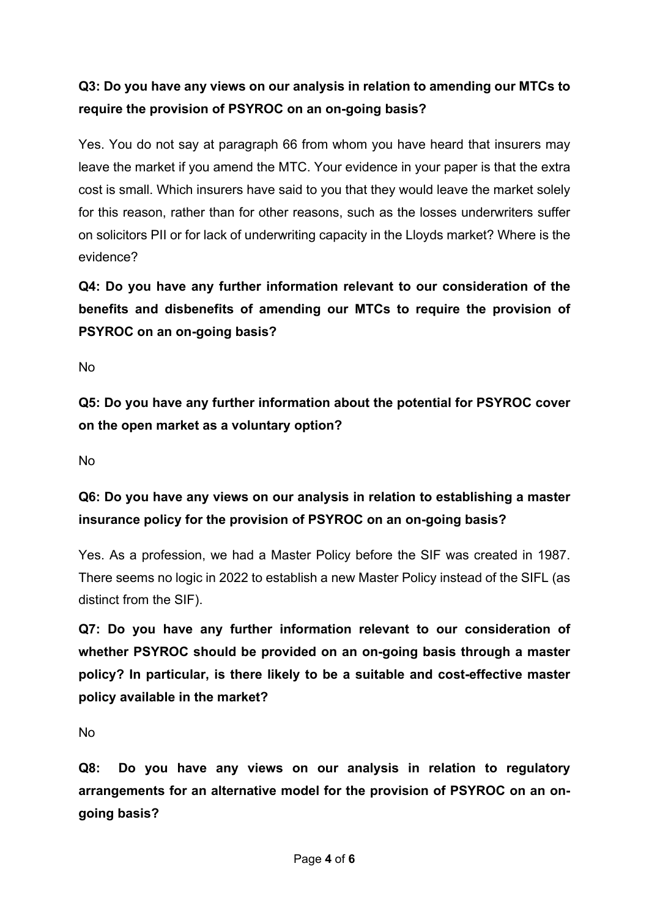**Q3: Do you have any views on our analysis in relation to amending our MTCs to require the provision of PSYROC on an on-going basis?**

Yes. You do not say at paragraph 66 from whom you have heard that insurers may leave the market if you amend the MTC. Your evidence in your paper is that the extra cost is small. Which insurers have said to you that they would leave the market solely for this reason, rather than for other reasons, such as the losses underwriters suffer on solicitors PII or for lack of underwriting capacity in the Lloyds market? Where is the evidence?

**Q4: Do you have any further information relevant to our consideration of the benefits and disbenefits of amending our MTCs to require the provision of PSYROC on an on-going basis?**

No

**Q5: Do you have any further information about the potential for PSYROC cover on the open market as a voluntary option?**

No

**Q6: Do you have any views on our analysis in relation to establishing a master insurance policy for the provision of PSYROC on an on-going basis?**

Yes. As a profession, we had a Master Policy before the SIF was created in 1987. There seems no logic in 2022 to establish a new Master Policy instead of the SIFL (as distinct from the SIF).

**Q7: Do you have any further information relevant to our consideration of whether PSYROC should be provided on an on-going basis through a master policy? In particular, is there likely to be a suitable and cost-effective master policy available in the market?**

No

**Q8: Do you have any views on our analysis in relation to regulatory arrangements for an alternative model for the provision of PSYROC on an on-going basis?**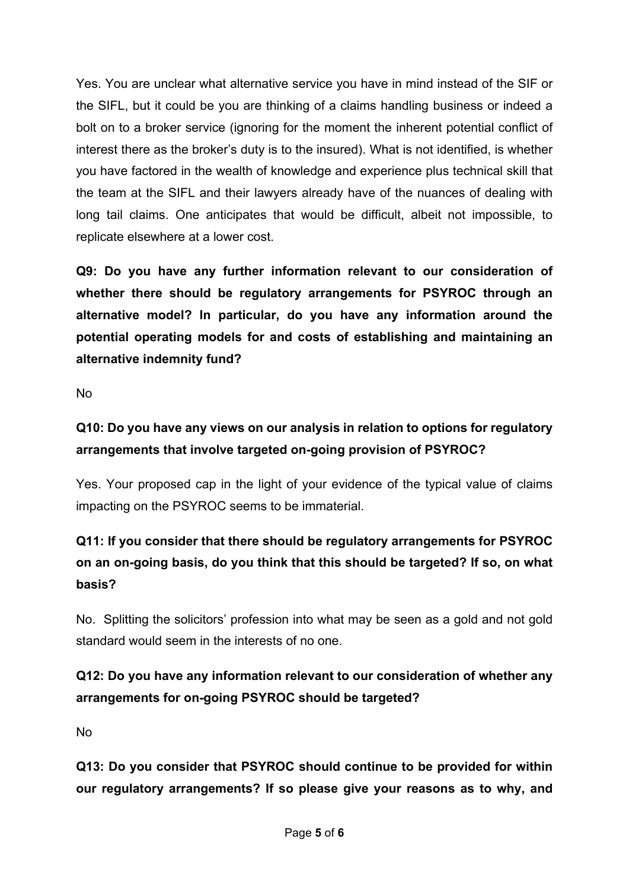Yes. You are unclear what alternative service you have in mind instead of the SIF or the SIFL, but it could be you are thinking of a claims handling business or indeed a bolt on to a broker service (ignoring for the moment the inherent potential conflict of interest there as the broker's duty is to the insured). What is not identified, is whether you have factored in the wealth of knowledge and experience plus technical skill that the team at the SIFL and their lawyers already have of the nuances of dealing with long tail claims. One anticipates that would be difficult, albeit not impossible, to replicate elsewhere at a lower cost.

**Q9: Do you have any further information relevant to our consideration of whether there should be regulatory arrangements for PSYROC through an alternative model? In particular, do you have any information around the potential operating models for and costs of establishing and maintaining an alternative indemnity fund?**

No

**Q10: Do you have any views on our analysis in relation to options for regulatory arrangements that involve targeted on-going provision of PSYROC?**

Yes. Your proposed cap in the light of your evidence of the typical value of claims impacting on the PSYROC seems to be immaterial.

**Q11: If you consider that there should be regulatory arrangements for PSYROC on an on-going basis, do you think that this should be targeted? If so, on what basis?**

No. Splitting the solicitors' profession into what may be seen as a gold and not gold standard would seem in the interests of no one.

**Q12: Do you have any information relevant to our consideration of whether any arrangements for on-going PSYROC should be targeted?**

No

**Q13: Do you consider that PSYROC should continue to be provided for within our regulatory arrangements? If so please give your reasons as to why, and**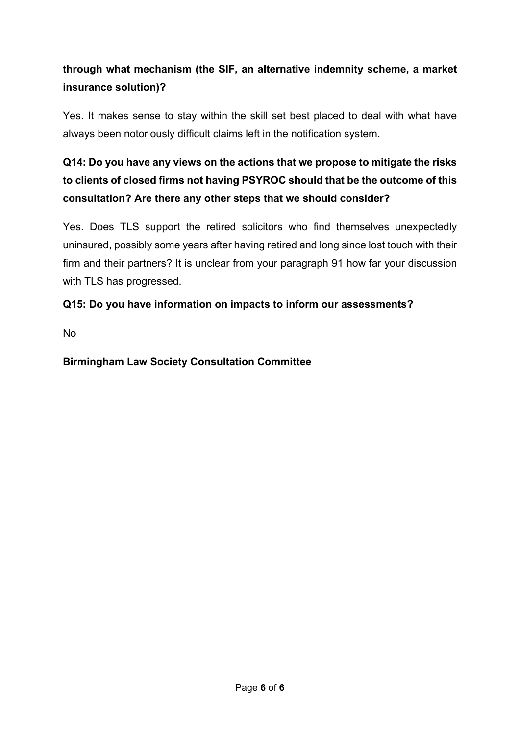**through what mechanism (the SIF, an alternative indemnity scheme, a market insurance solution)?**

Yes. It makes sense to stay within the skill set best placed to deal with what have always been notoriously difficult claims left in the notification system.

**Q14: Do you have any views on the actions that we propose to mitigate the risks to clients of closed firms not having PSYROC should that be the outcome of this consultation? Are there any other steps that we should consider?**

Yes. Does TLS support the retired solicitors who find themselves unexpectedly uninsured, possibly some years after having retired and long since lost touch with their firm and their partners? It is unclear from your paragraph 91 how far your discussion with TLS has progressed.

**Q15: Do you have information on impacts to inform our assessments?**

No

**Birmingham Law Society Consultation Committee**